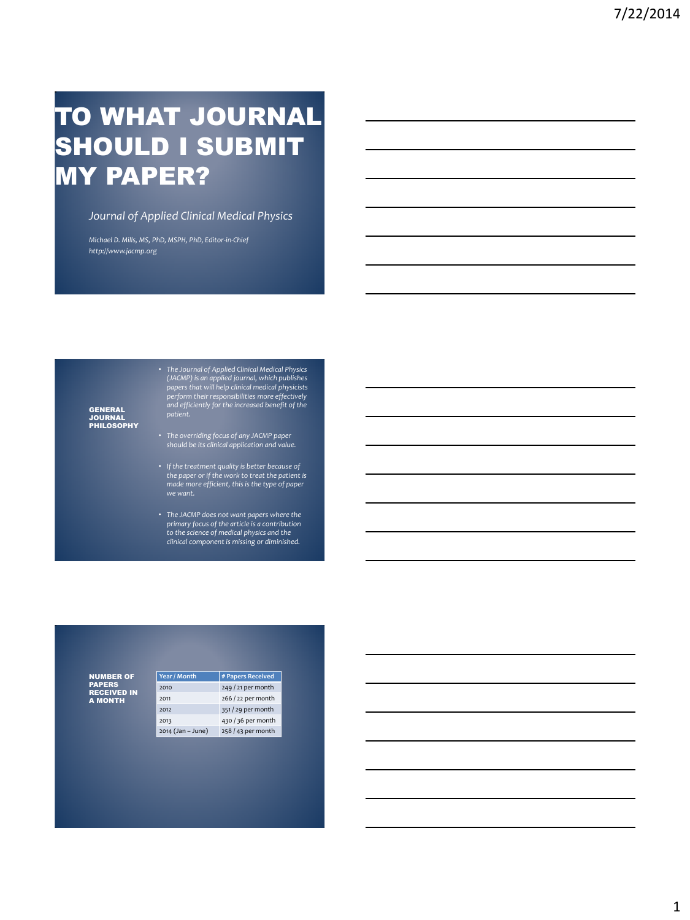# TO WHAT JOURNAL SHOULD I SUBMIT MY PAPER?

*Journal of Applied Clinical Medical Physics*

*Michael D. Mills, MS, PhD, MSPH, PhD, Editor-in-Chief*
*http://www.jacmp.org*

## GENERAL JOURNAL PHILOSOPHY

- *The Journal of Applied Clinical Medical Physics (JACMP) is an applied journal, which publishes papers that will help clinical medical physicists perform their responsibilities more effectively and efficiently for the increased benefit of the patient.*
- *The overriding focus of any JACMP paper should be its clinical application and value.*
- *If the treatment quality is better because of the paper or if the work to treat the patient is made more efficient, this is the type of paper we want.*
- *The JACMP does not want papers where the primary focus of the article is a contribution to the science of medical physics and the clinical component is missing or diminished.*

## NUMBER OF PAPERS RECEIVED IN A MONTH

| Year / Month | # Papers Received |
|---|---|
| 2010 | 249 / 21 per month |
| 2011 | 266 / 22 per month |
| 2012 | 351 / 29 per month |
| 2013 | 430 / 36 per month |
| 2014 (Jan – June) | 258 / 43 per month |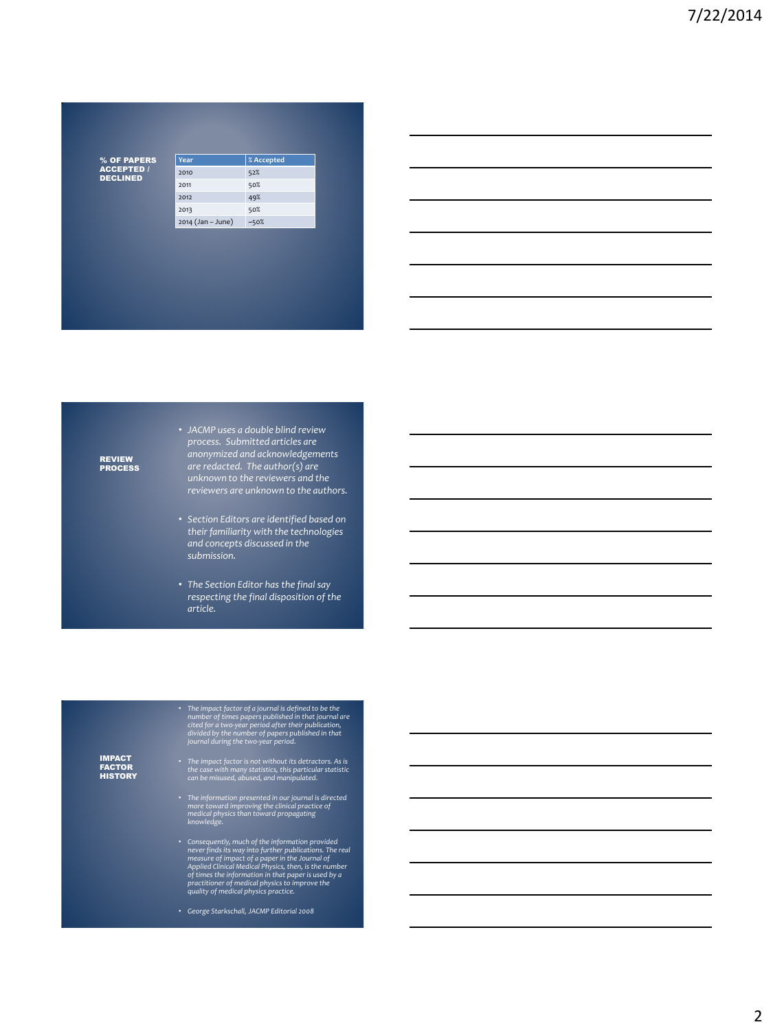## % OF PAPERS ACCEPTED / DECLINED

| Year | % Accepted |
|---|---|
| 2010 | 52% |
| 2011 | 50% |
| 2012 | 49% |
| 2013 | 50% |
| 2014 (Jan – June) | ~50% |

## REVIEW PROCESS

- *JACMP uses a double blind review process. Submitted articles are anonymized and acknowledgements are redacted. The author(s) are unknown to the reviewers and the reviewers are unknown to the authors.*
- *Section Editors are identified based on their familiarity with the technologies and concepts discussed in the submission.*
- *The Section Editor has the final say respecting the final disposition of the article.*

## IMPACT FACTOR HISTORY

- *The impact factor of a journal is defined to be the number of times papers published in that journal are cited for a two-year period after their publication, divided by the number of papers published in that journal during the two-year period.*
- *The impact factor is not without its detractors. As is the case with many statistics, this particular statistic can be misused, abused, and manipulated.*
- *The information presented in our journal is directed more toward improving the clinical practice of medical physics than toward propagating knowledge.*
- *Consequently, much of the information provided never finds its way into further publications. The real measure of impact of a paper in the Journal of Applied Clinical Medical Physics, then, is the number of times the information in that paper is used by a practitioner of medical physics to improve the quality of medical physics practice.*
- *George Starkschall, JACMP Editorial 2008*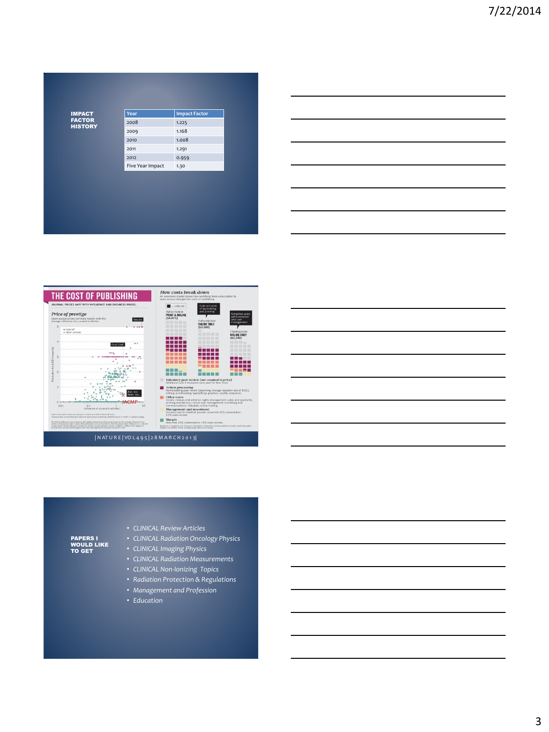**IMPACT FACTOR HISTORY**

| Year | Impact Factor |
| --- | --- |
| 2008 | 1.225 |
| 2009 | 1.168 |
| 2010 | 1.008 |
| 2011 | 1.291 |
| 2012 | 0.959 |
| Five Year Impact | 1.30 |

**THE COST OF PUBLISHING**

JOURNAL PRICES VARY WITH INFLUENCE AND BUSINESS MODEL.

*Price of prestige*

Open-access prices correlate weakly with the average influence of a journal's articles.

JACMP

*How costs break down*

An economic model shows how switching from subscription to open access changes the costs of publishing.

Subscription PRINT & ONLINE ($4,871)

Subscription ONLINE ONLY ($3,909)

Open access ONLINE ONLY ($2,289)

Cuts out costs of typesetting and printing

Simplifies sales administration and user management

*Voluntary peer review (not counted in price)*

*Article processing*

*Other costs*

*Management and investment*

*Margin*

| NATURE | VOL 495 | 28 MARCH 2013 |

**PAPERS I WOULD LIKE TO GET**

- *CLINICAL Review Articles*
- *CLINICAL Radiation Oncology Physics*
- *CLINICAL Imaging Physics*
- *CLINICAL Radiation Measurements*
- *CLINICAL Non-Ionizing Topics*
- *Radiation Protection & Regulations*
- *Management and Profession*
- *Education*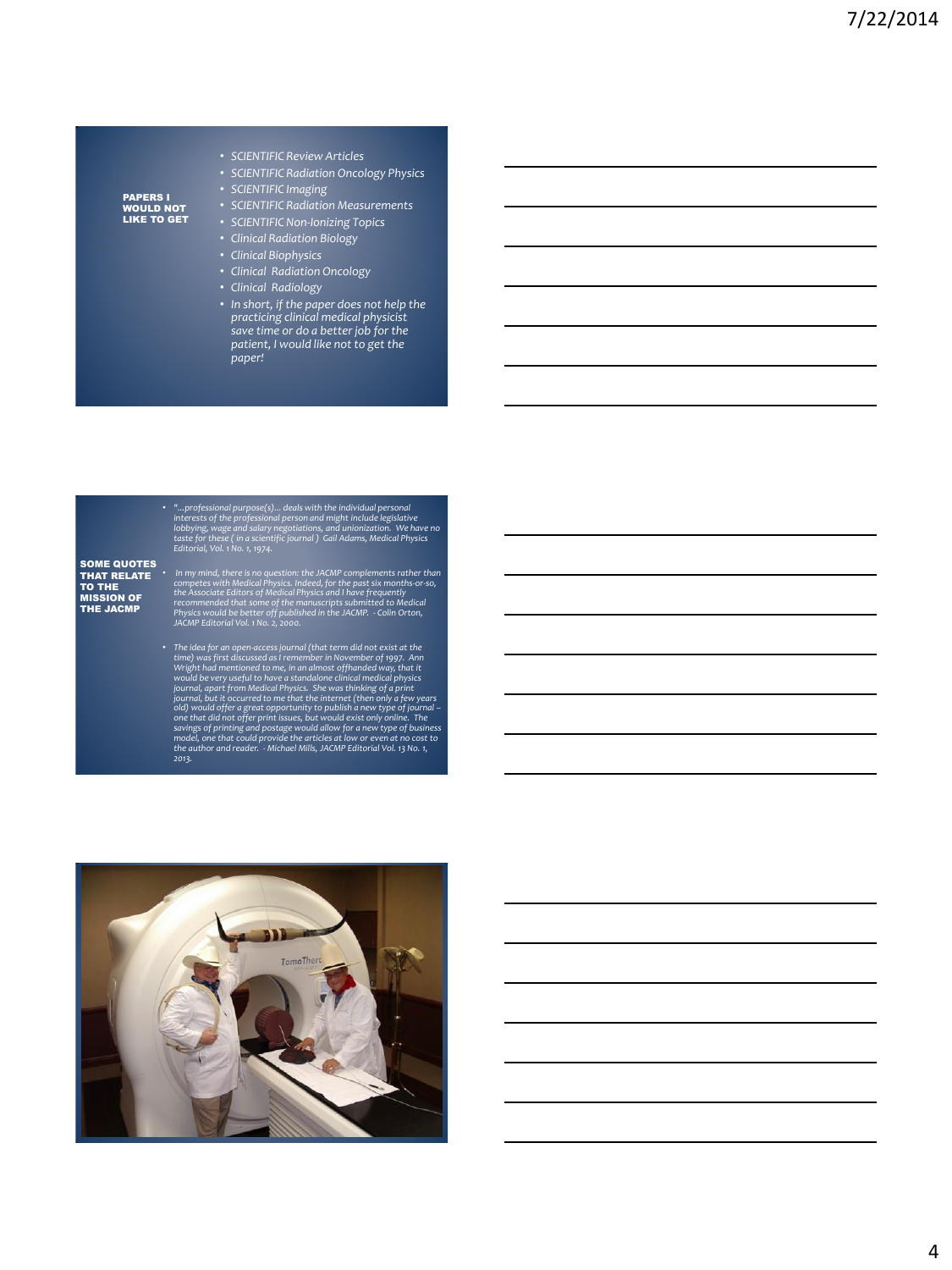## PAPERS I WOULD NOT LIKE TO GET

- *SCIENTIFIC Review Articles*
- *SCIENTIFIC Radiation Oncology Physics*
- *SCIENTIFIC Imaging*
- *SCIENTIFIC Radiation Measurements*
- *SCIENTIFIC Non-Ionizing Topics*
- *Clinical Radiation Biology*
- *Clinical Biophysics*
- *Clinical Radiation Oncology*
- *Clinical Radiology*
- *In short, if the paper does not help the practicing clinical medical physicist save time or do a better job for the patient, I would like not to get the paper!*

## SOME QUOTES THAT RELATE TO THE MISSION OF THE JACMP

- *"…professional purpose(s)… deals with the individual personal interests of the professional person and might include legislative lobbying, wage and salary negotiations, and unionization. We have no taste for these ( in a scientific journal ) Gail Adams, Medical Physics Editorial, Vol. 1 No. 1, 1974.*
- *In my mind, there is no question: the JACMP complements rather than competes with Medical Physics. Indeed, for the past six months-or-so, the Associate Editors of Medical Physics and I have frequently recommended that some of the manuscripts submitted to Medical Physics would be better off published in the JACMP. - Colin Orton, JACMP Editorial Vol. 1 No. 2, 2000.*
- *The idea for an open-access journal (that term did not exist at the time) was first discussed as I remember in November of 1997. Ann Wright had mentioned to me, in an almost offhanded way, that it would be very useful to have a standalone clinical medical physics journal, apart from Medical Physics. She was thinking of a print journal, but it occurred to me that the internet (then only a few years old) would offer a great opportunity to publish a new type of journal – one that did not offer print issues, but would exist only online. The savings of printing and postage would allow for a new type of business model, one that could provide the articles at low or even at no cost to the author and reader. - Michael Mills, JACMP Editorial Vol. 13 No. 1, 2013.*